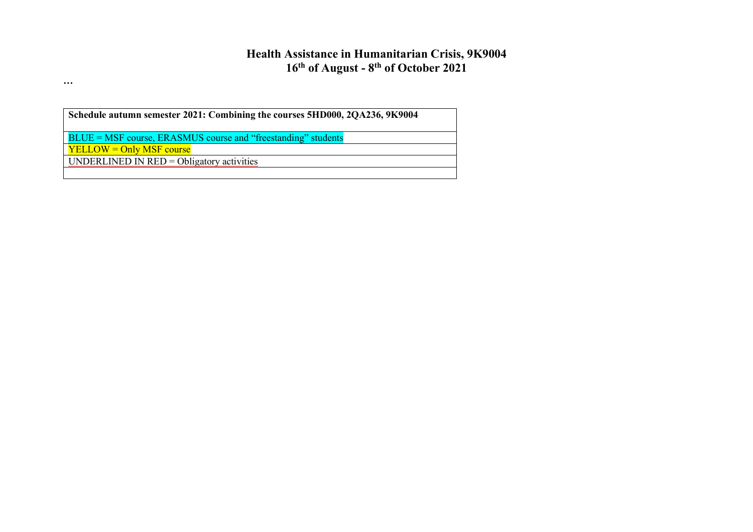# Health Assistance in Humanitarian Crisis, 9K9004
## 16th of August - 8th of October 2021

…

| **Schedule autumn semester 2021: Combining the courses 5HD000, 2QA236, 9K9004** |
| --- |
| BLUE = MSF course, ERASMUS course and “freestanding” students |
| YELLOW = Only MSF course |
| UNDERLINED IN RED = Obligatory activities |
| |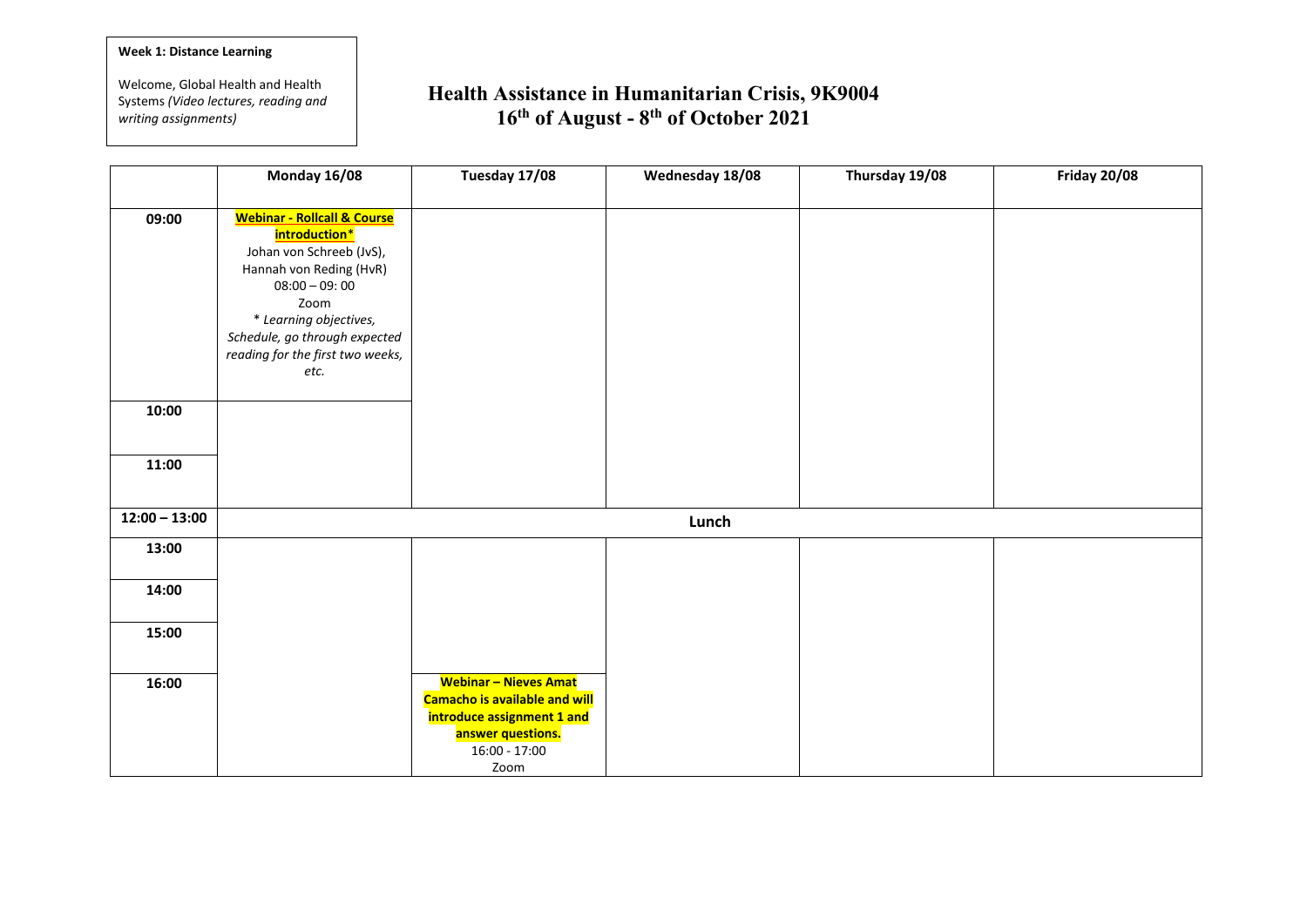**Week 1: Distance Learning**

Welcome, Global Health and Health Systems *(Video lectures, reading and writing assignments)*

# Health Assistance in Humanitarian Crisis, 9K9004
## 16th of August - 8th of October 2021

| | Monday 16/08 | Tuesday 17/08 | Wednesday 18/08 | Thursday 19/08 | Friday 20/08 |
|---|---|---|---|---|---|
| **09:00** | **Webinar - Rollcall & Course introduction*** Johan von Schreeb (JvS), Hannah von Reding (HvR) 08:00 – 09: 00 Zoom *\* Learning objectives, Schedule, go through expected reading for the first two weeks, etc.* | | | | |
| **10:00** | | | | | |
| **11:00** | | | | | |
| **12:00 – 13:00** | | | **Lunch** | | |
| **13:00** | | | | | |
| **14:00** | | | | | |
| **15:00** | | | | | |
| **16:00** | | **Webinar – Nieves Amat Camacho is available and will introduce assignment 1 and answer questions.** 16:00 - 17:00 Zoom | | | |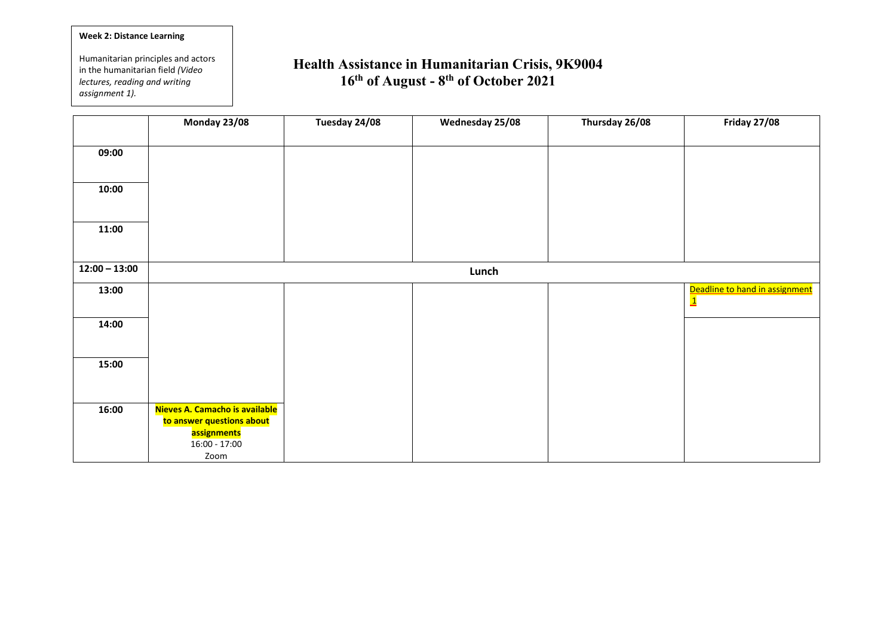**Week 2: Distance Learning**

Humanitarian principles and actors in the humanitarian field *(Video lectures, reading and writing assignment 1).*

# Health Assistance in Humanitarian Crisis, 9K9004

## 16th of August - 8th of October 2021

| | Monday 23/08 | Tuesday 24/08 | Wednesday 25/08 | Thursday 26/08 | Friday 27/08 |
|---|---|---|---|---|---|
| **09:00** | | | | | |
| **10:00** | | | | | |
| **11:00** | | | | | |
| **12:00 – 13:00** | **Lunch** | | | | |
| **13:00** | | | | | Deadline to hand in assignment 1 |
| **14:00** | | | | | |
| **15:00** | | | | | |
| **16:00** | **Nieves A. Camacho is available to answer questions about assignments** 16:00 - 17:00 Zoom | | | | |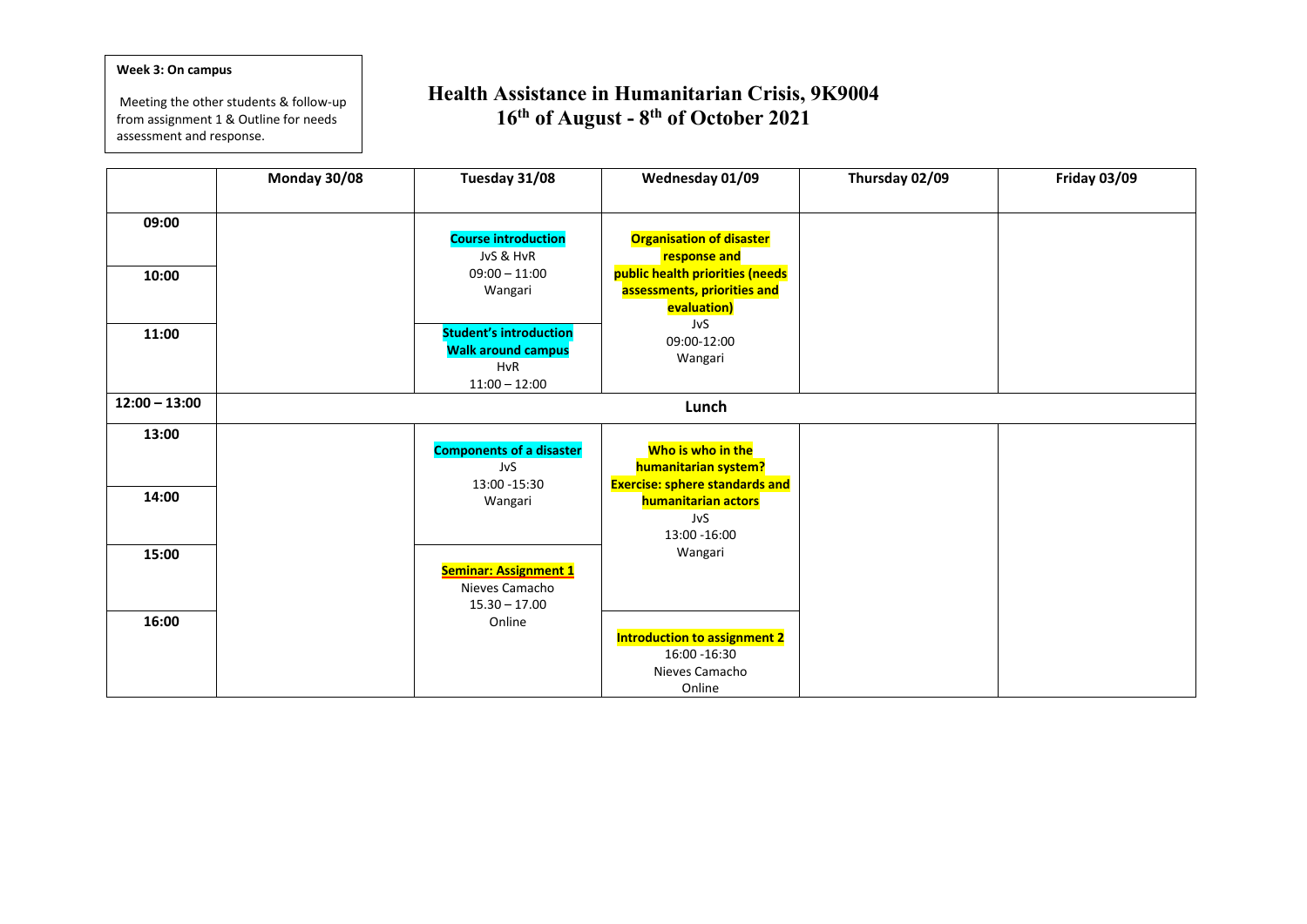**Week 3: On campus**

Meeting the other students & follow-up from assignment 1 & Outline for needs assessment and response.

# Health Assistance in Humanitarian Crisis, 9K9004
## 16th of August - 8th of October 2021

| | Monday 30/08 | Tuesday 31/08 | Wednesday 01/09 | Thursday 02/09 | Friday 03/09 |
|---|---|---|---|---|---|
| **09:00** | | **Course introduction**<br>JvS & HvR<br>09:00 – 11:00<br>Wangari | **Organisation of disaster response and public health priorities (needs assessments, priorities and evaluation)**<br>JvS<br>09:00-12:00<br>Wangari | | |
| **10:00** | | | | | |
| **11:00** | | **Student's introduction**<br>**Walk around campus**<br>HvR<br>11:00 – 12:00 | | | |
| **12:00 – 13:00** | **Lunch** | | | | |
| **13:00** | | **Components of a disaster**<br>JvS<br>13:00 -15:30<br>Wangari | **Who is who in the humanitarian system?**<br>**Exercise: sphere standards and humanitarian actors**<br>JvS<br>13:00 -16:00<br>Wangari | | |
| **14:00** | | | | | |
| **15:00** | | **Seminar: Assignment 1**<br>Nieves Camacho<br>15.30 – 17.00<br>Online | | | |
| **16:00** | | | **Introduction to assignment 2**<br>16:00 -16:30<br>Nieves Camacho<br>Online | | |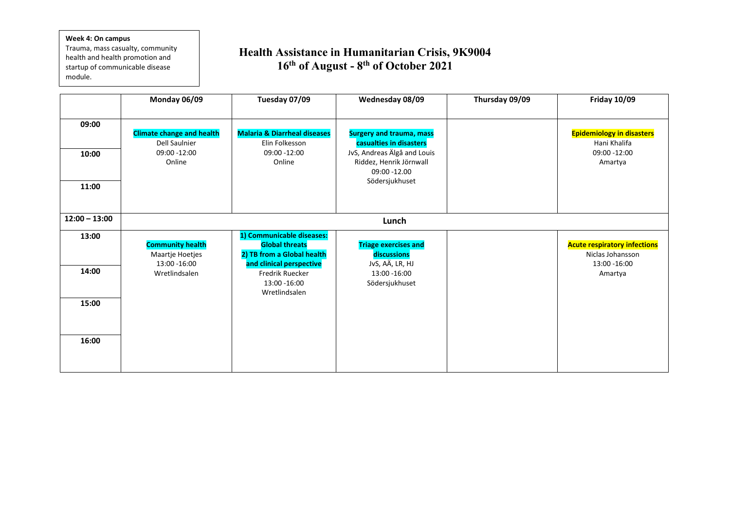**Week 4: On campus**
Trauma, mass casualty, community health and health promotion and startup of communicable disease module.

# Health Assistance in Humanitarian Crisis, 9K9004
## 16th of August - 8th of October 2021

| | Monday 06/09 | Tuesday 07/09 | Wednesday 08/09 | Thursday 09/09 | Friday 10/09 |
|---|---|---|---|---|---|
| 09:00 – 12:00 | **Climate change and health**<br>Dell Saulnier<br>09:00 -12:00<br>Online | **Malaria & Diarrheal diseases**<br>Elin Folkesson<br>09:00 -12:00<br>Online | **Surgery and trauma, mass casualties in disasters**<br>JvS, Andreas Älgå and Louis Riddez, Henrik Jörnwall<br>09:00 -12.00<br>Södersjukhuset | | **Epidemiology in disasters**<br>Hani Khalifa<br>09:00 -12:00<br>Amartya |
| 12:00 – 13:00 | Lunch | | | | |
| 13:00 – 16:00 | **Community health**<br>Maartje Hoetjes<br>13:00 -16:00<br>Wretlindsalen | **1) Communicable diseases: Global threats**<br>**2) TB from a Global health and clinical perspective**<br>Fredrik Ruecker<br>13:00 -16:00<br>Wretlindsalen | **Triage exercises and discussions**<br>JvS, AÄ, LR, HJ<br>13:00 -16:00<br>Södersjukhuset | | **Acute respiratory infections**<br>Niclas Johansson<br>13:00 -16:00<br>Amartya |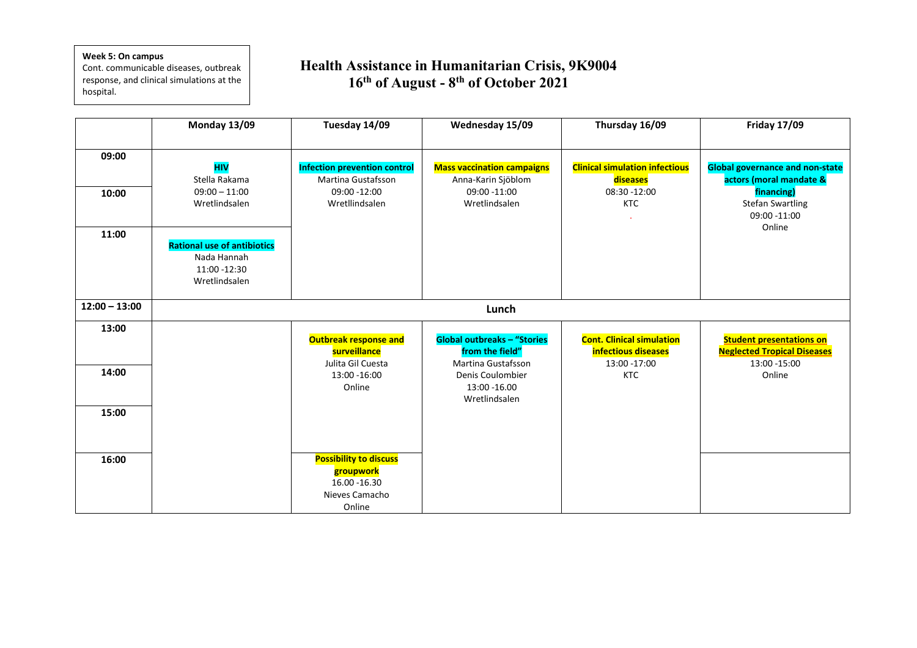**Week 5: On campus**
Cont. communicable diseases, outbreak response, and clinical simulations at the hospital.

# Health Assistance in Humanitarian Crisis, 9K9004
## 16th of August - 8th of October 2021

| | Monday 13/09 | Tuesday 14/09 | Wednesday 15/09 | Thursday 16/09 | Friday 17/09 |
|---|---|---|---|---|---|
| 09:00 | **HIV** Stella Rakama 09:00 – 11:00 Wretlindsalen | **Infection prevention control** Martina Gustafsson 09:00 -12:00 Wretllindsalen | **Mass vaccination campaigns** Anna-Karin Sjöblom 09:00 -11:00 Wretlindsalen | **Clinical simulation infectious diseases** 08:30 -12:00 KTC | **Global governance and non-state actors (moral mandate & financing)** Stefan Swartling 09:00 -11:00 Online |
| 10:00 | | | | | |
| 11:00 | **Rational use of antibiotics** Nada Hannah 11:00 -12:30 Wretlindsalen | | | | |
| 12:00 – 13:00 | Lunch | | | | |
| 13:00 | | **Outbreak response and surveillance** Julita Gil Cuesta 13:00 -16:00 Online | **Global outbreaks – "Stories from the field"** Martina Gustafsson Denis Coulombier 13:00 -16.00 Wretlindsalen | **Cont. Clinical simulation infectious diseases** 13:00 -17:00 KTC | **Student presentations on Neglected Tropical Diseases** 13:00 -15:00 Online |
| 14:00 | | | | | |
| 15:00 | | | | | |
| 16:00 | | **Possibility to discuss groupwork** 16.00 -16.30 Nieves Camacho Online | | | |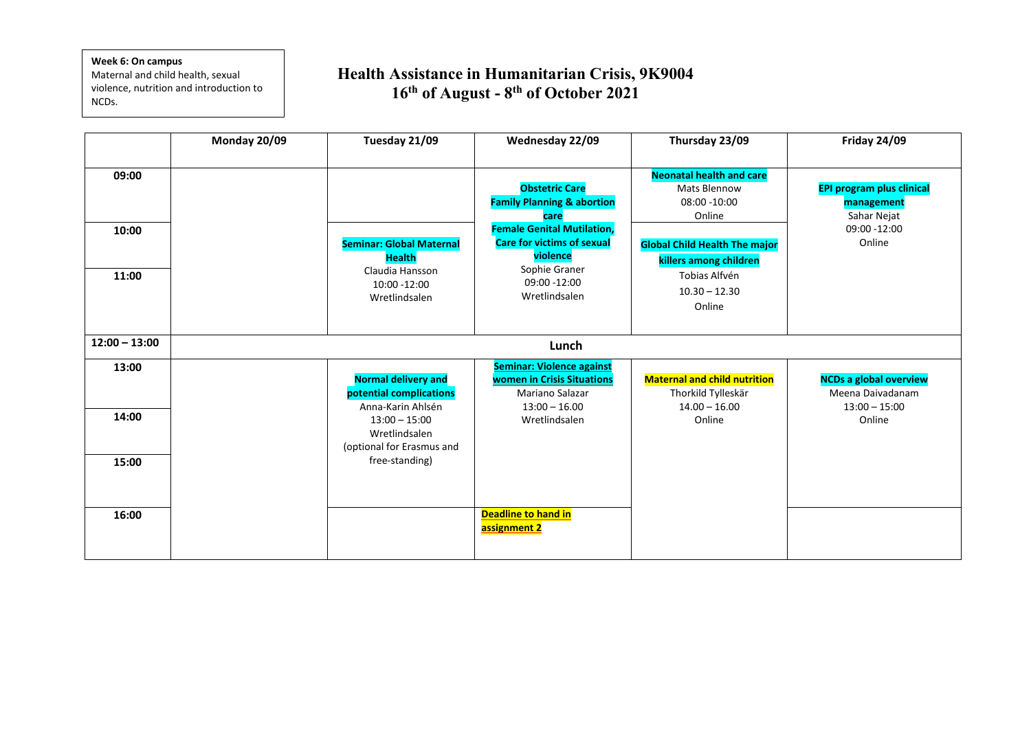**Week 6: On campus**
Maternal and child health, sexual violence, nutrition and introduction to NCDs.

# Health Assistance in Humanitarian Crisis, 9K9004

## 16th of August - 8th of October 2021

| | Monday 20/09 | Tuesday 21/09 | Wednesday 22/09 | Thursday 23/09 | Friday 24/09 |
|---|---|---|---|---|---|
| 09:00 | | | **Obstetric Care** **Family Planning & abortion care** **Female Genital Mutilation, Care for victims of sexual violence** Sophie Graner 09:00 -12:00 Wretlindsalen | **Neonatal health and care** Mats Blennow 08:00 -10:00 Online | **EPI program plus clinical management** Sahar Nejat 09:00 -12:00 Online |
| 10:00 | | **Seminar: Global Maternal Health** Claudia Hansson 10:00 -12:00 Wretlindsalen | | **Global Child Health The major killers among children** Tobias Alfvén 10.30 – 12.30 Online | |
| 11:00 | | | | | |
| 12:00 – 13:00 | Lunch | | | | |
| 13:00 | | **Normal delivery and potential complications** Anna-Karin Ahlsén 13:00 – 15:00 Wretlindsalen (optional for Erasmus and free-standing) | **Seminar: Violence against women in Crisis Situations** Mariano Salazar 13:00 – 16.00 Wretlindsalen | **Maternal and child nutrition** Thorkild Tylleskär 14.00 – 16.00 Online | **NCDs a global overview** Meena Daivadanam 13:00 – 15:00 Online |
| 14:00 | | | | | |
| 15:00 | | | | | |
| 16:00 | | | **Deadline to hand in assignment 2** | | |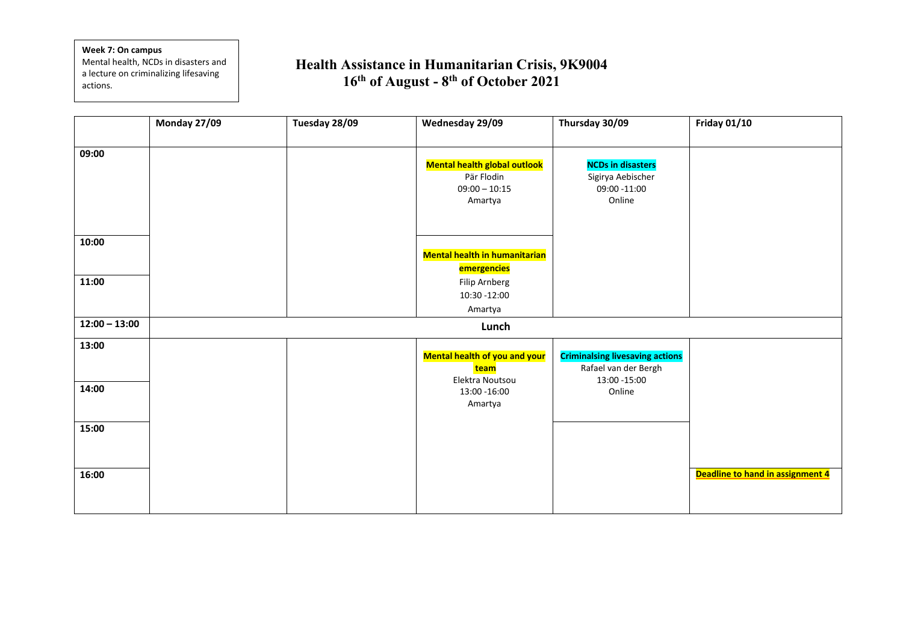**Week 7: On campus**
Mental health, NCDs in disasters and a lecture on criminalizing lifesaving actions.

# Health Assistance in Humanitarian Crisis, 9K9004
## 16th of August - 8th of October 2021

| | Monday 27/09 | Tuesday 28/09 | Wednesday 29/09 | Thursday 30/09 | Friday 01/10 |
|---|---|---|---|---|---|
| 09:00 | | | **Mental health global outlook** Pär Flodin 09:00 – 10:15 Amartya | **NCDs in disasters** Sigirya Aebischer 09:00 -11:00 Online | |
| 10:00 | | | **Mental health in humanitarian emergencies** Filip Arnberg 10:30 -12:00 Amartya | | |
| 11:00 | | | | | |
| 12:00 – 13:00 | Lunch | | | | |
| 13:00 | | | **Mental health of you and your team** Elektra Noutsou 13:00 -16:00 Amartya | **Criminalsing livesaving actions** Rafael van der Bergh 13:00 -15:00 Online | |
| 14:00 | | | | | |
| 15:00 | | | | | |
| 16:00 | | | | | **Deadline to hand in assignment 4** |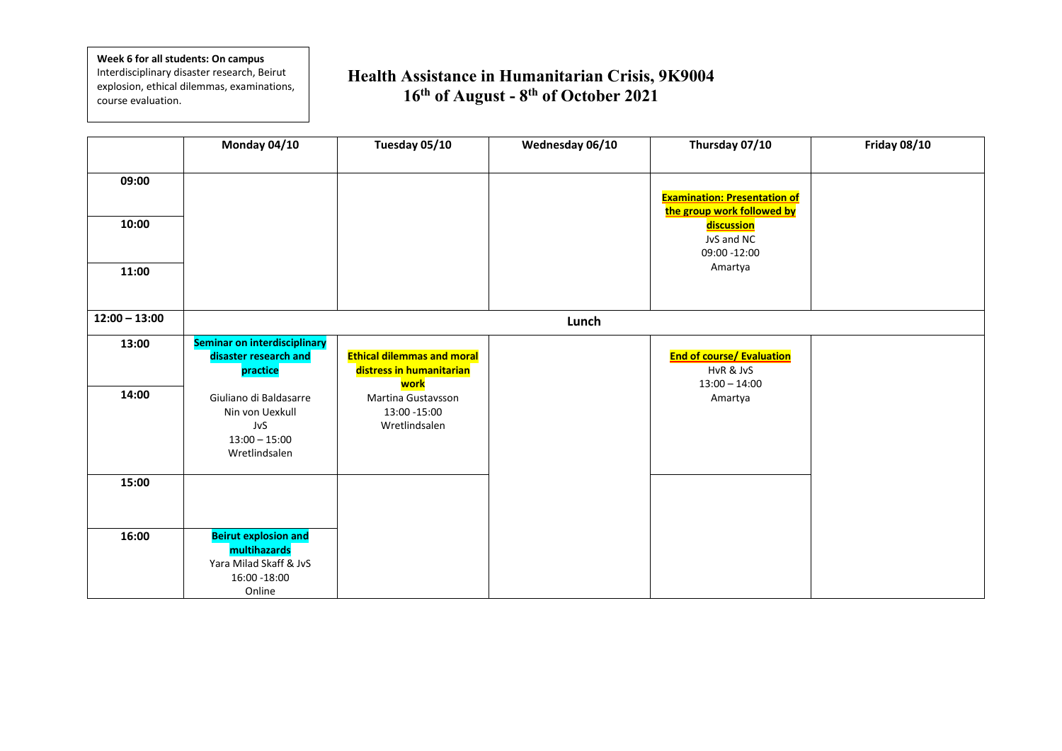**Week 6 for all students: On campus**
Interdisciplinary disaster research, Beirut explosion, ethical dilemmas, examinations, course evaluation.

# Health Assistance in Humanitarian Crisis, 9K9004
## 16th of August - 8th of October 2021

| | Monday 04/10 | Tuesday 05/10 | Wednesday 06/10 | Thursday 07/10 | Friday 08/10 |
|---|---|---|---|---|---|
| 09:00 | | | | **Examination: Presentation of the group work followed by discussion** JvS and NC 09:00 -12:00 Amartya | |
| 10:00 | | | | | |
| 11:00 | | | | | |
| 12:00 – 13:00 | Lunch | | | | |
| 13:00 | **Seminar on interdisciplinary disaster research and practice** Giuliano di Baldasarre Nin von Uexkull JvS 13:00 – 15:00 Wretlindsalen | **Ethical dilemmas and moral distress in humanitarian work** Martina Gustavsson 13:00 -15:00 Wretlindsalen | | **End of course/ Evaluation** HvR & JvS 13:00 – 14:00 Amartya | |
| 14:00 | | | | | |
| 15:00 | | | | | |
| 16:00 | **Beirut explosion and multihazards** Yara Milad Skaff & JvS 16:00 -18:00 Online | | | | |